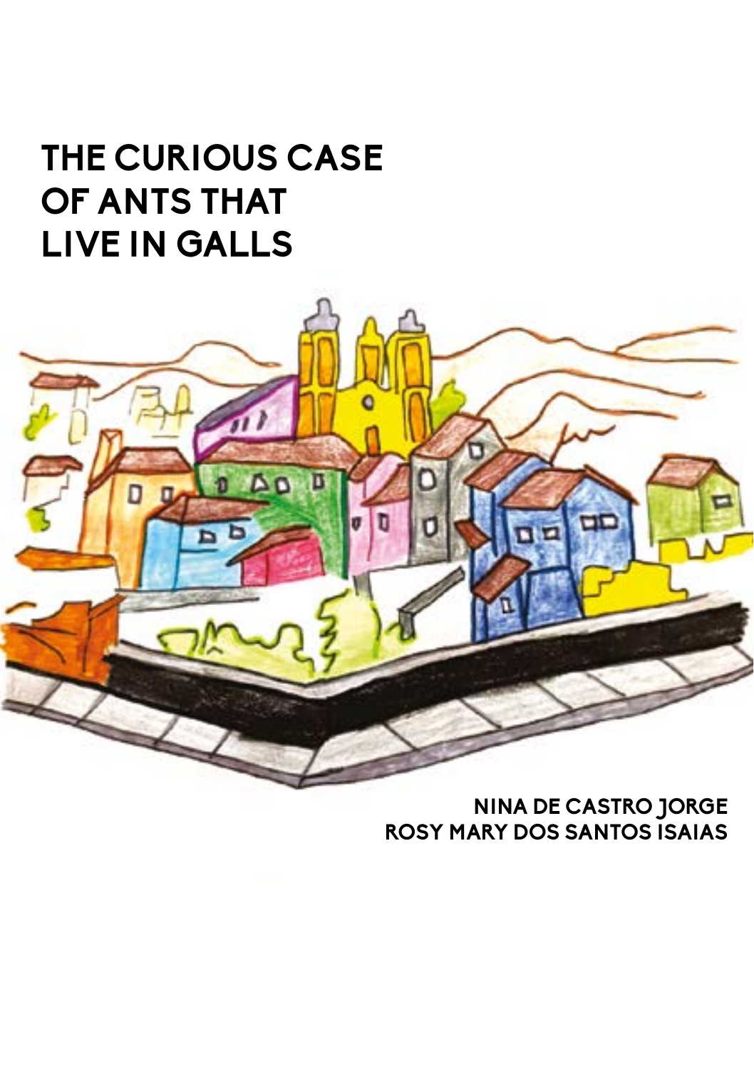# THE CURIOUS CASE OF ANTS THAT LIVE IN GALLS

NINA DE CASTRO JORGE
ROSY MARY DOS SANTOS ISAIAS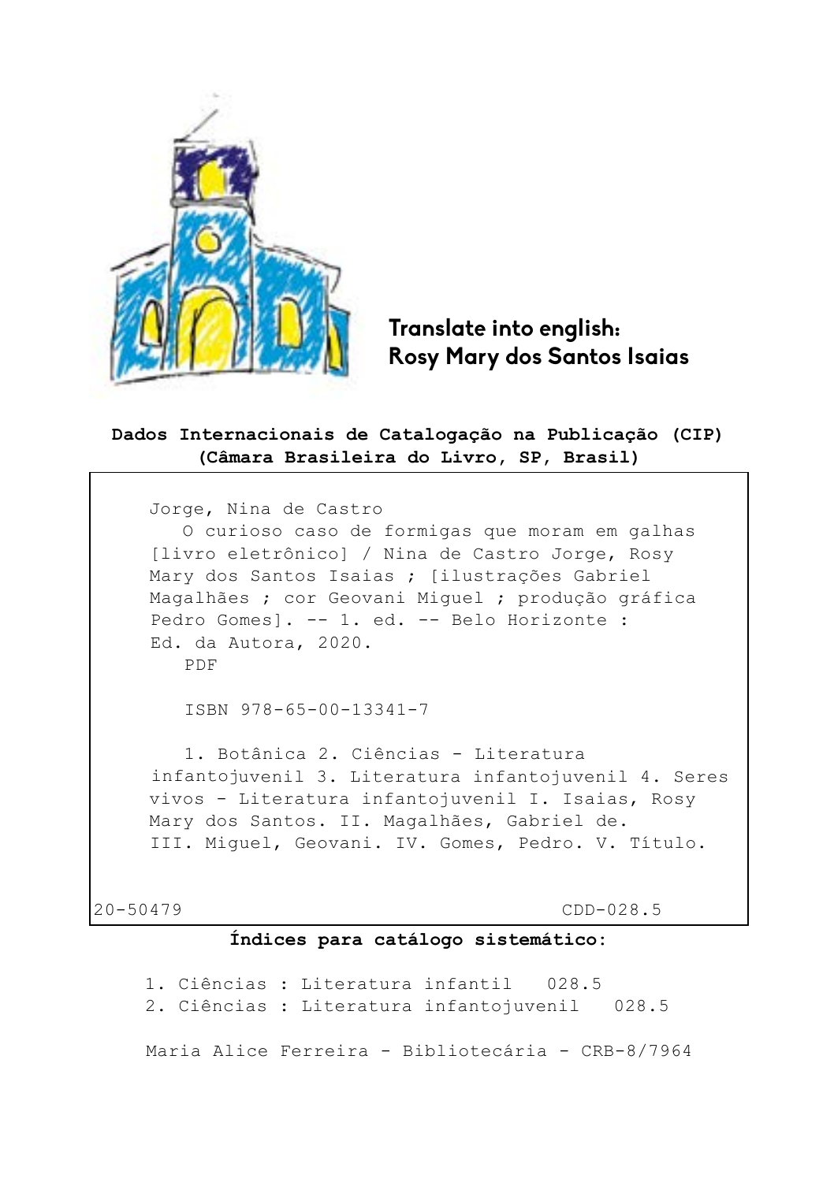**Translate into english:**
**Rosy Mary dos Santos Isaias**

**Dados Internacionais de Catalogação na Publicação (CIP)**
**(Câmara Brasileira do Livro, SP, Brasil)**

Jorge, Nina de Castro
O curioso caso de formigas que moram em galhas [livro eletrônico] / Nina de Castro Jorge, Rosy Mary dos Santos Isaias ; [ilustrações Gabriel Magalhães ; cor Geovani Miguel ; produção gráfica Pedro Gomes]. -- 1. ed. -- Belo Horizonte : Ed. da Autora, 2020.
PDF

ISBN 978-65-00-13341-7

1. Botânica 2. Ciências - Literatura infantojuvenil 3. Literatura infantojuvenil 4. Seres vivos - Literatura infantojuvenil I. Isaias, Rosy Mary dos Santos. II. Magalhães, Gabriel de. III. Miguel, Geovani. IV. Gomes, Pedro. V. Título.

20-50479 CDD-028.5

**Índices para catálogo sistemático:**

1. Ciências : Literatura infantil 028.5
2. Ciências : Literatura infantojuvenil 028.5

Maria Alice Ferreira - Bibliotecária - CRB-8/7964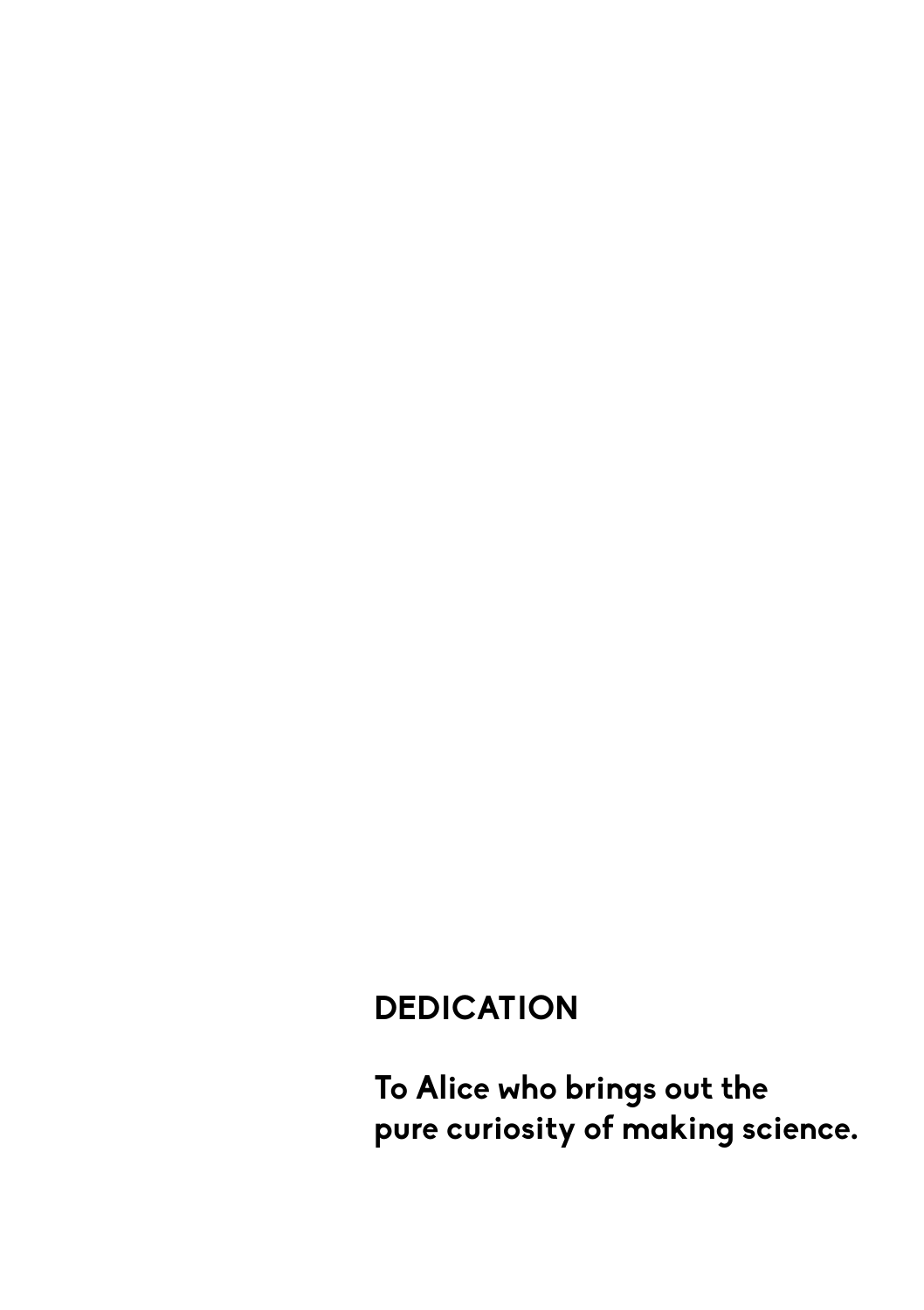## DEDICATION

**To Alice who brings out the pure curiosity of making science.**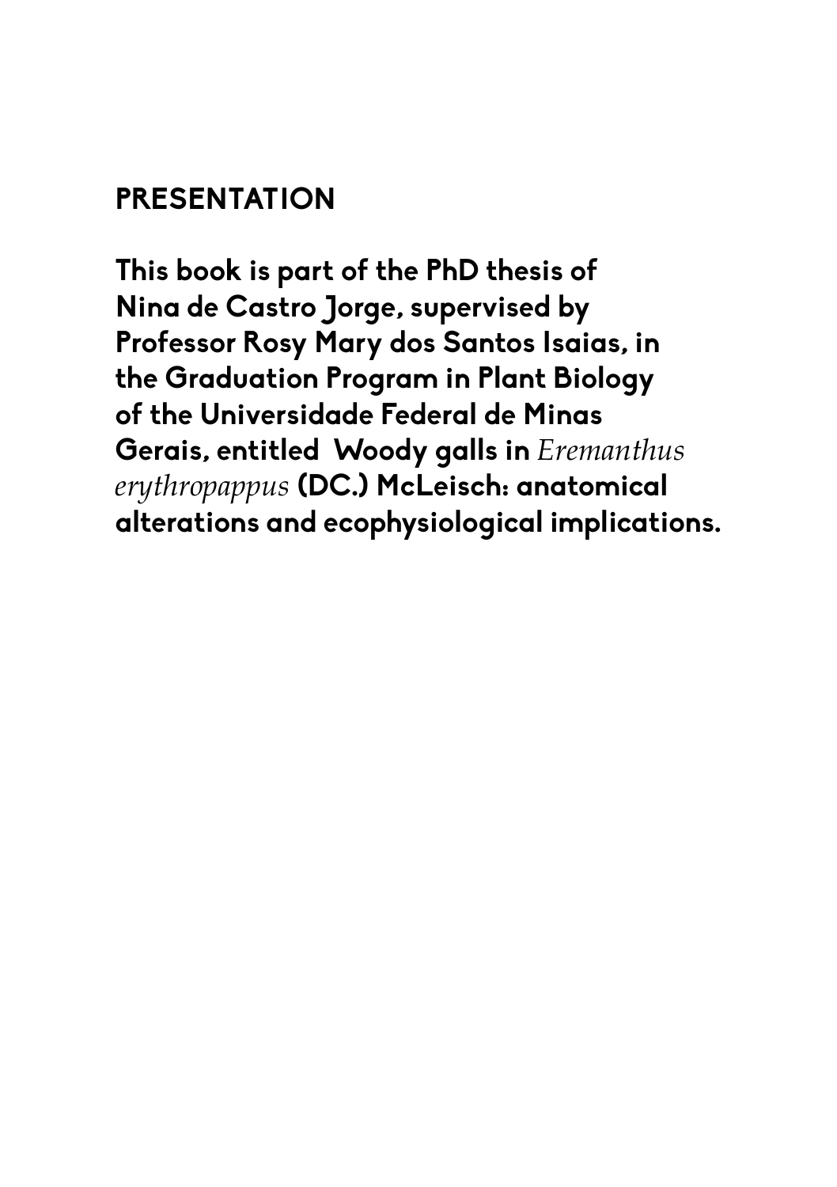## PRESENTATION

**This book is part of the PhD thesis of Nina de Castro Jorge, supervised by Professor Rosy Mary dos Santos Isaias, in the Graduation Program in Plant Biology of the Universidade Federal de Minas Gerais, entitled Woody galls in *Eremanthus erythropappus* (DC.) McLeisch: anatomical alterations and ecophysiological implications.**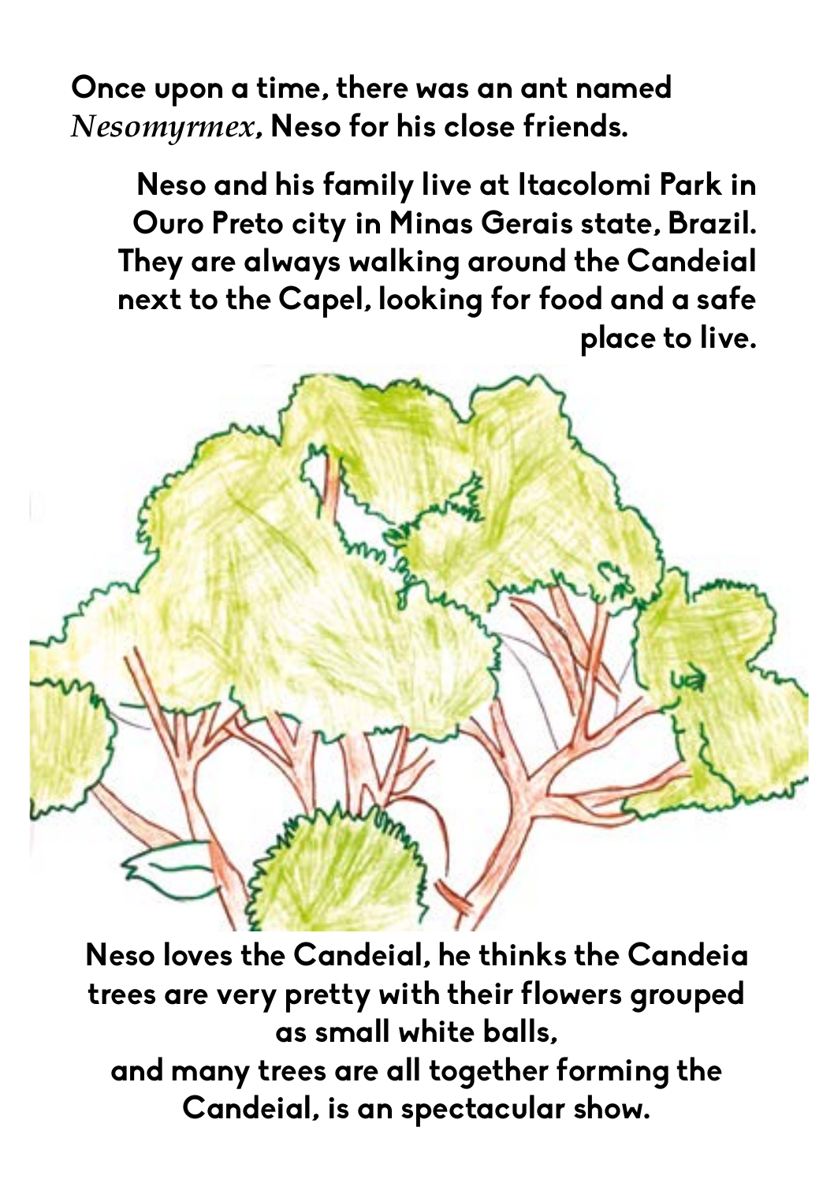Once upon a time, there was an ant named *Nesomyrmex*, Neso for his close friends.

Neso and his family live at Itacolomi Park in Ouro Preto city in Minas Gerais state, Brazil. They are always walking around the Candeial next to the Capel, looking for food and a safe place to live.

Neso loves the Candeial, he thinks the Candeia trees are very pretty with their flowers grouped as small white balls,
and many trees are all together forming the Candeial, is an spectacular show.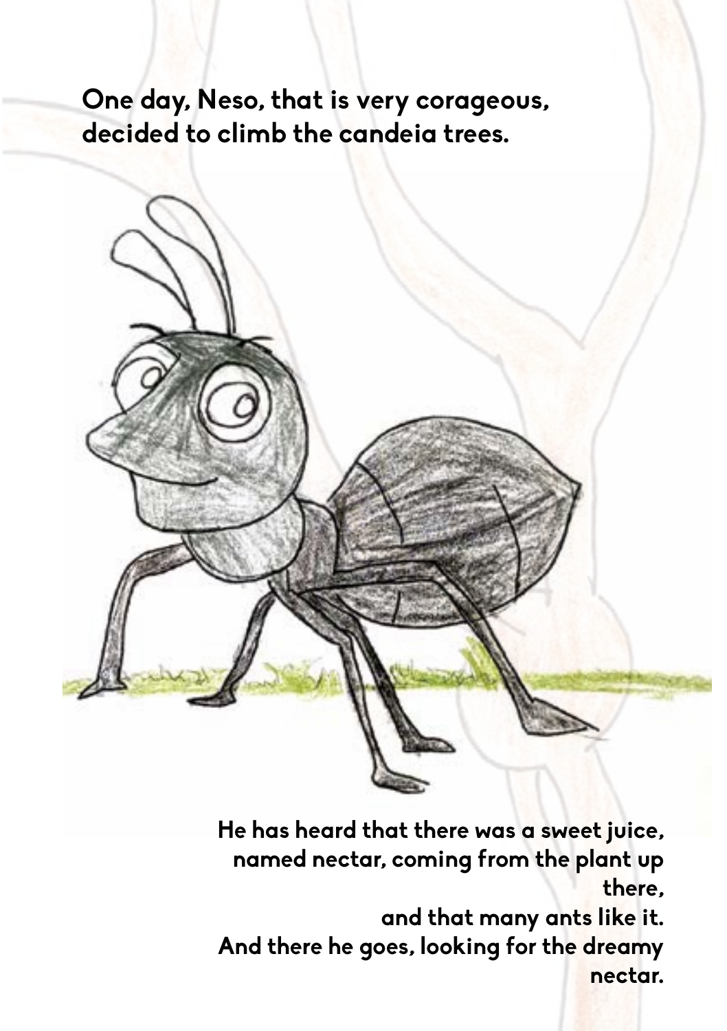**One day, Neso, that is very corageous, decided to climb the candeia trees.**

**He has heard that there was a sweet juice, named nectar, coming from the plant up there, and that many ants like it. And there he goes, looking for the dreamy nectar.**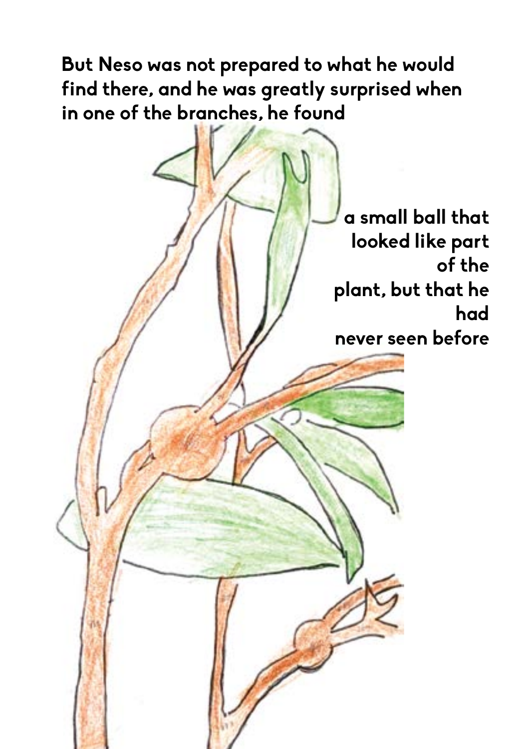**But Neso was not prepared to what he would find there, and he was greatly surprised when in one of the branches, he found**

**a small ball that looked like part of the plant, but that he had never seen before**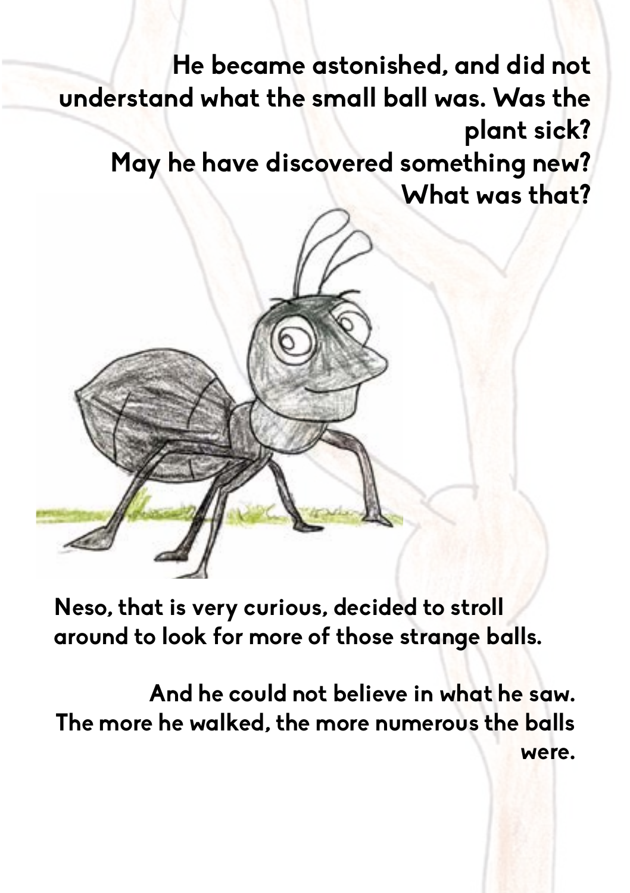He became astonished, and did not understand what the small ball was. Was the plant sick?
May he have discovered something new?
What was that?

Neso, that is very curious, decided to stroll around to look for more of those strange balls.

And he could not believe in what he saw. The more he walked, the more numerous the balls were.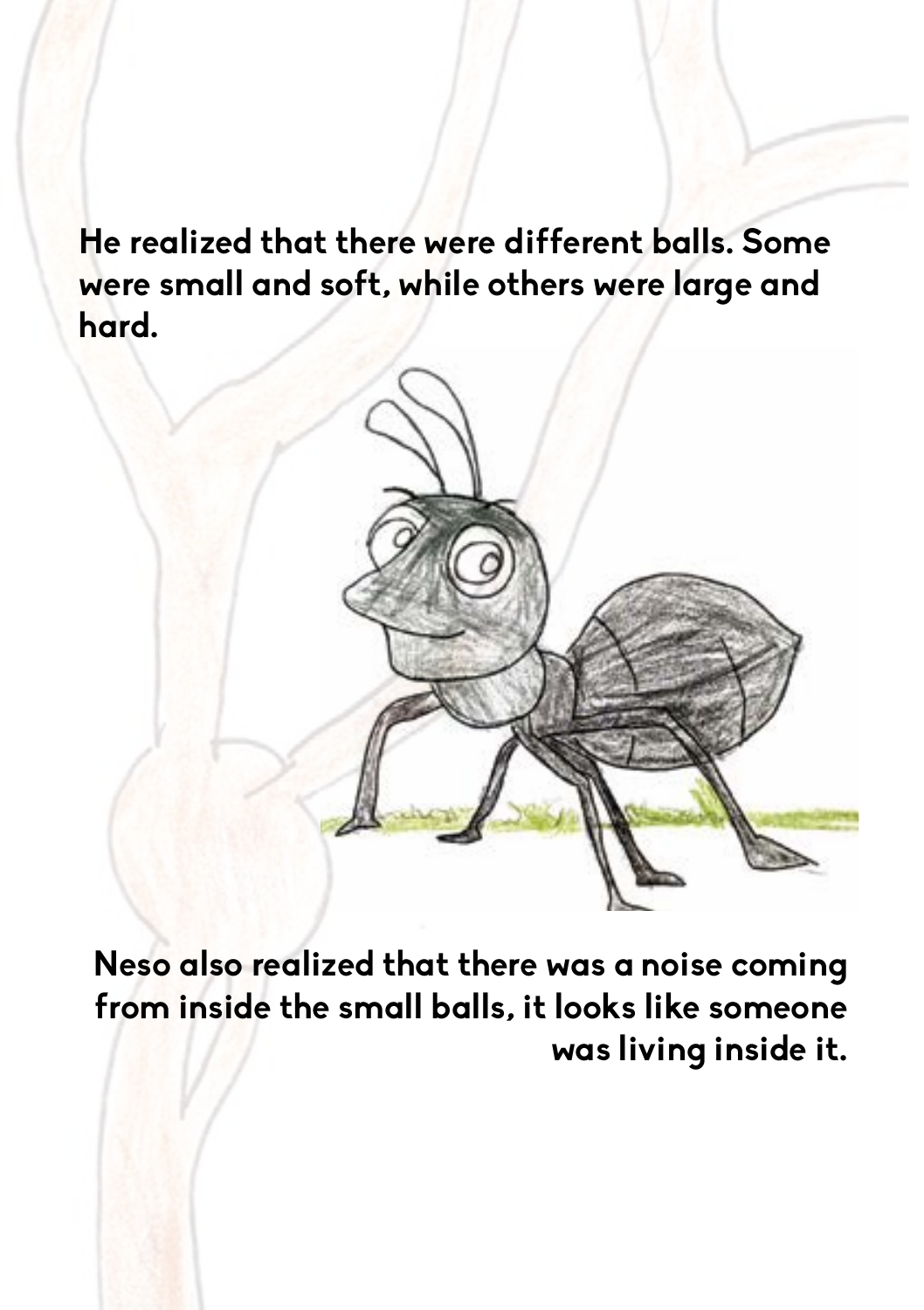He realized that there were different balls. Some were small and soft, while others were large and hard.

Neso also realized that there was a noise coming from inside the small balls, it looks like someone was living inside it.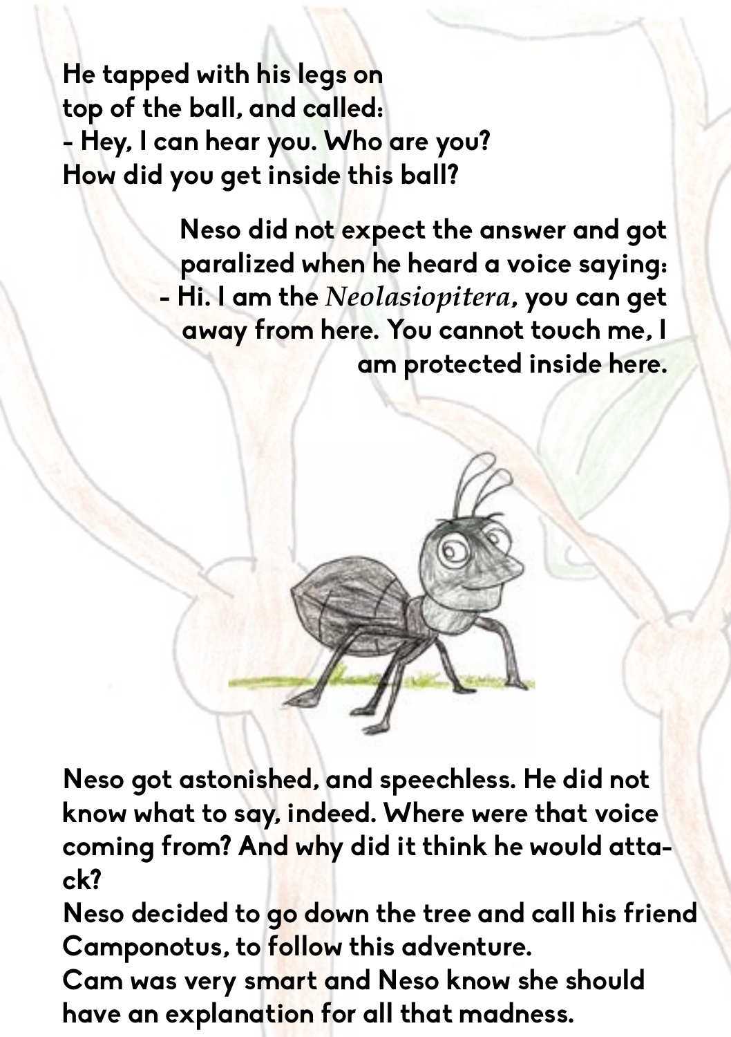He tapped with his legs on top of the ball, and called:
- Hey, I can hear you. Who are you? How did you get inside this ball?

Neso did not expect the answer and got paralized when he heard a voice saying:
- Hi. I am the *Neolasiopitera*, you can get away from here. You cannot touch me, I am protected inside here.

Neso got astonished, and speechless. He did not know what to say, indeed. Where were that voice coming from? And why did it think he would attack?
Neso decided to go down the tree and call his friend Camponotus, to follow this adventure.
Cam was very smart and Neso know she should have an explanation for all that madness.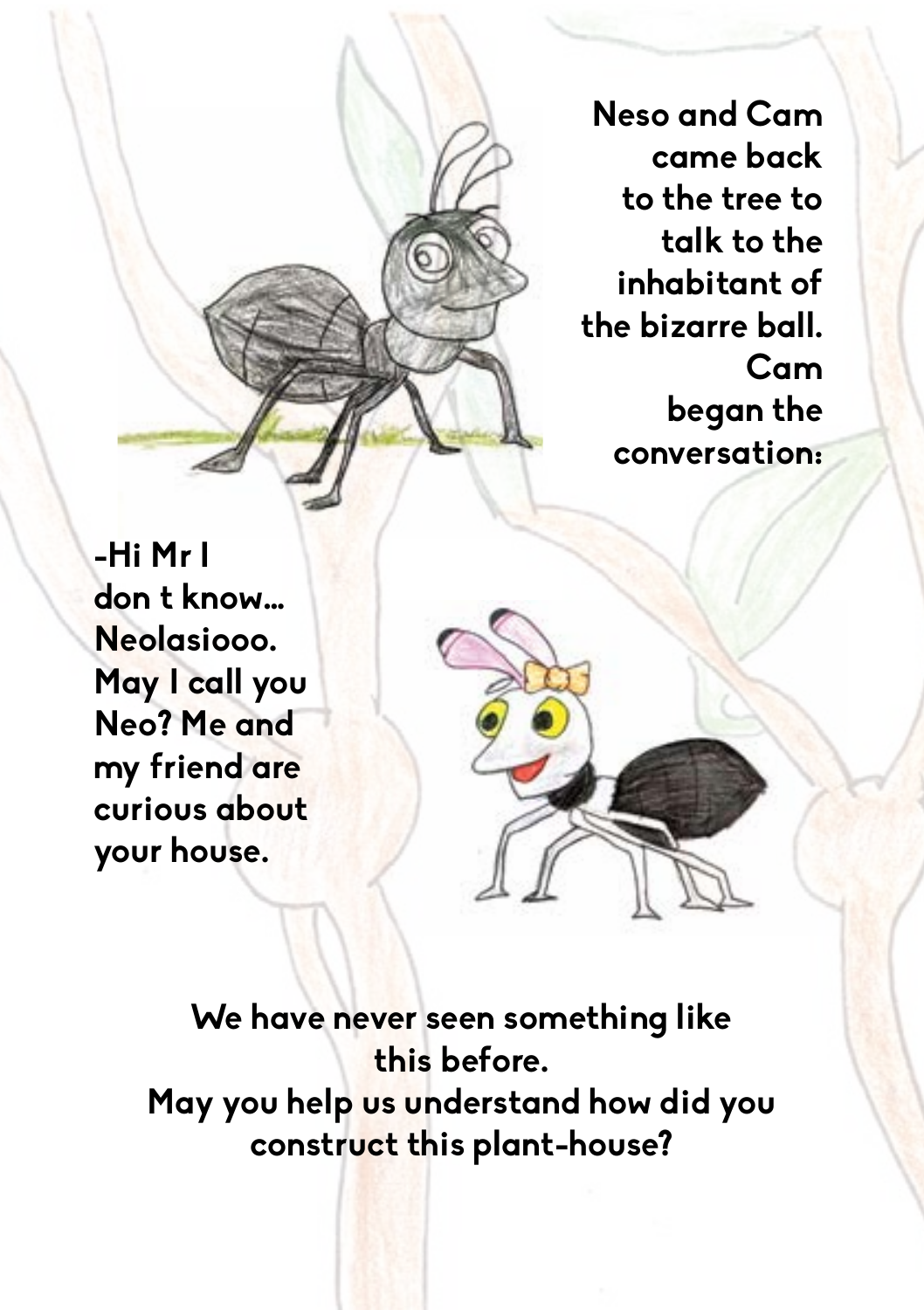Neso and Cam came back to the tree to talk to the inhabitant of the bizarre ball. Cam began the conversation:

-Hi Mr I don t know... Neolasiooo. May I call you Neo? Me and my friend are curious about your house.

We have never seen something like this before.
May you help us understand how did you construct this plant-house?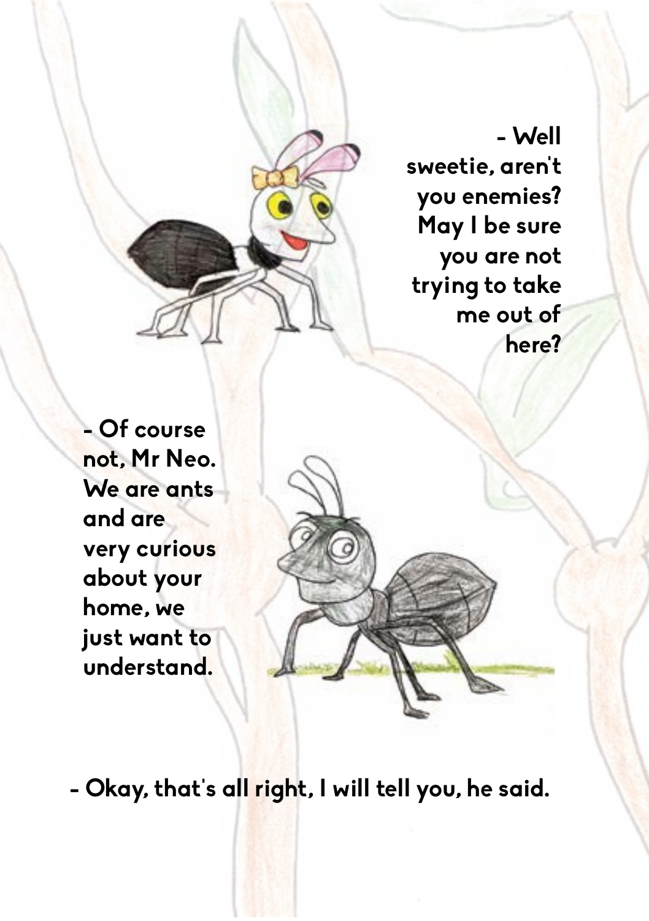- Well sweetie, aren't you enemies? May I be sure you are not trying to take me out of here?

- Of course not, Mr Neo. We are ants and are very curious about your home, we just want to understand.

- Okay, that's all right, I will tell you, he said.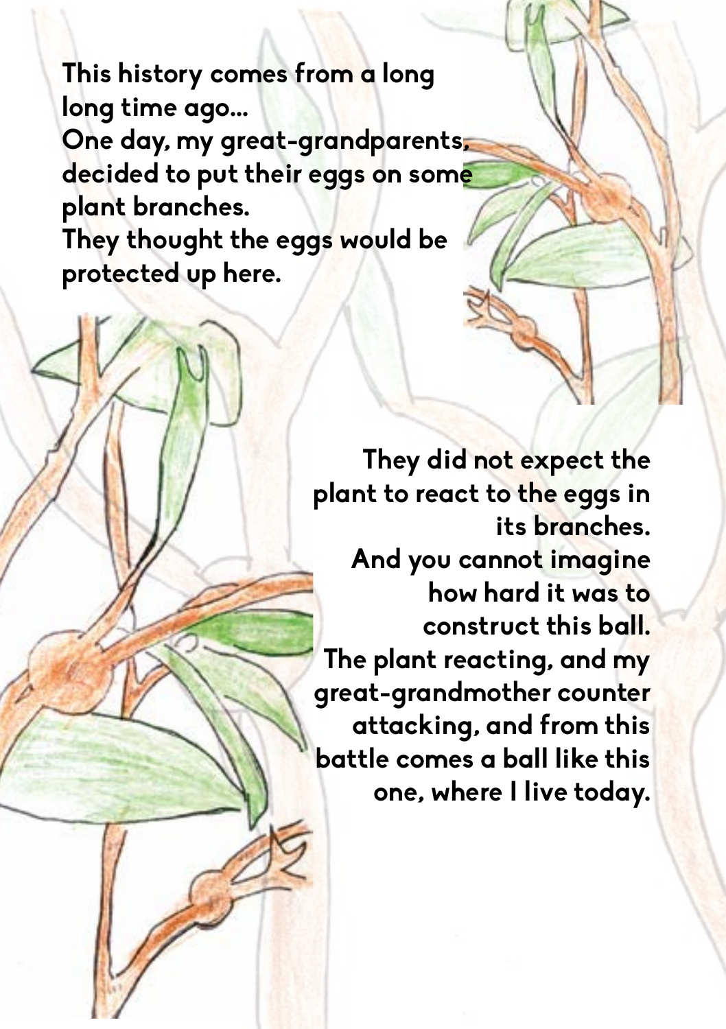This history comes from a long long time ago...
One day, my great-grandparents, decided to put their eggs on some plant branches.
They thought the eggs would be protected up here.

They did not expect the plant to react to the eggs in its branches.
And you cannot imagine how hard it was to construct this ball.
The plant reacting, and my great-grandmother counter attacking, and from this battle comes a ball like this one, where I live today.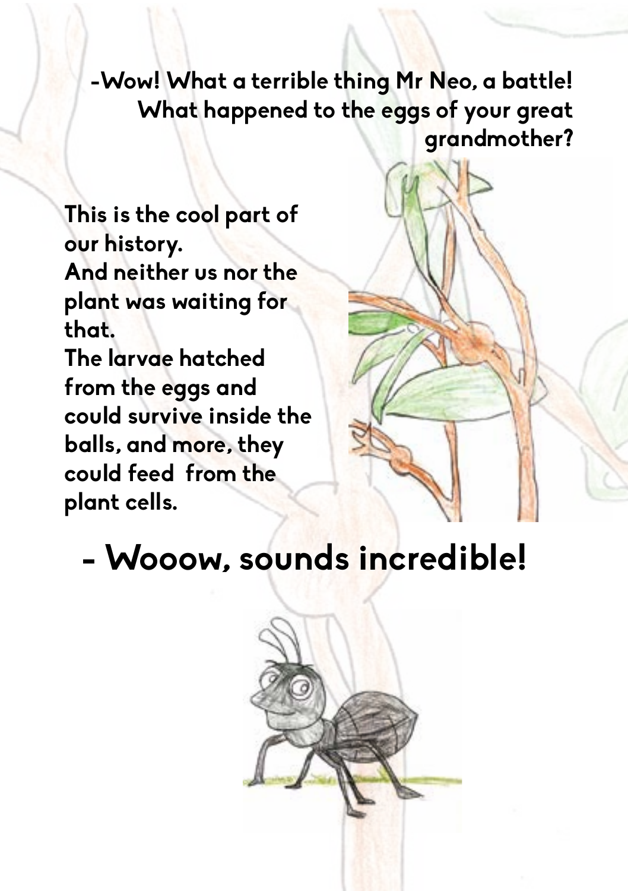**-Wow! What a terrible thing Mr Neo, a battle! What happened to the eggs of your great grandmother?**

**This is the cool part of our history.**
**And neither us nor the plant was waiting for that.**
**The larvae hatched from the eggs and could survive inside the balls, and more, they could feed from the plant cells.**

**- Wooow, sounds incredible!**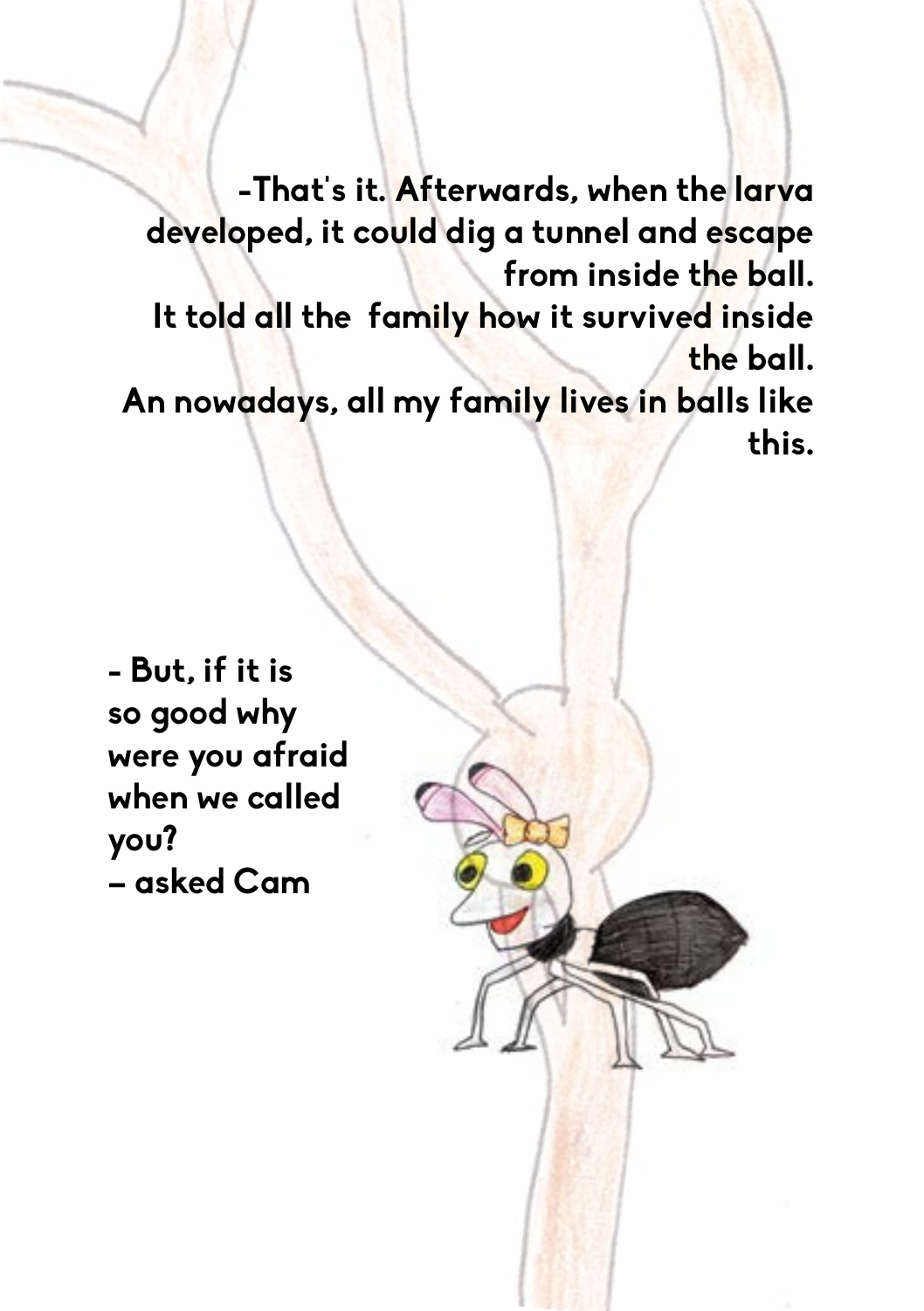-That's it. Afterwards, when the larva developed, it could dig a tunnel and escape from inside the ball.
It told all the  family how it survived inside the ball.
An nowadays, all my family lives in balls like this.

- But, if it is so good why were you afraid when we called you?
– asked Cam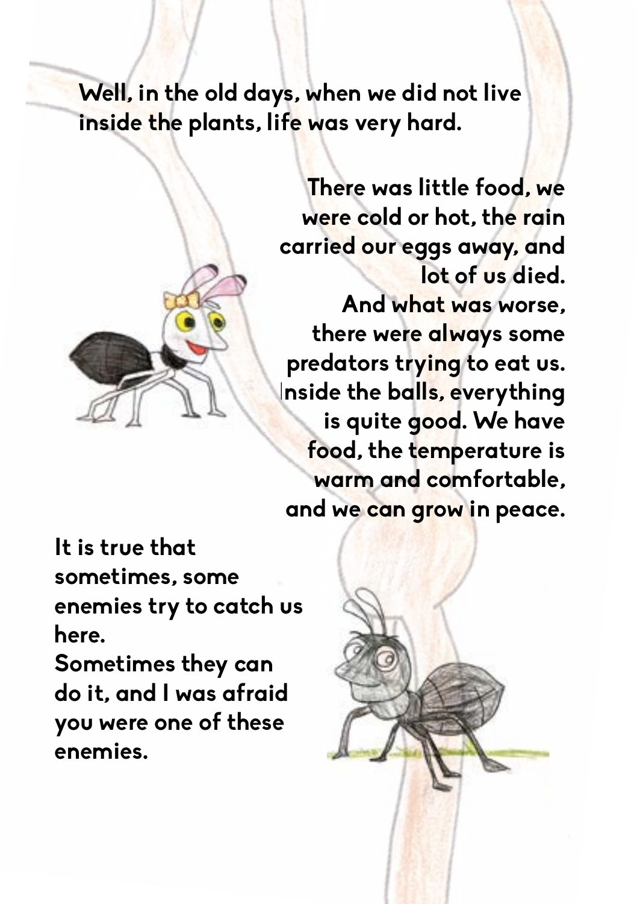Well, in the old days, when we did not live inside the plants, life was very hard.

There was little food, we were cold or hot, the rain carried our eggs away, and lot of us died.
And what was worse, there were always some predators trying to eat us.
Inside the balls, everything is quite good. We have food, the temperature is warm and comfortable, and we can grow in peace.

It is true that sometimes, some enemies try to catch us here.
Sometimes they can do it, and I was afraid you were one of these enemies.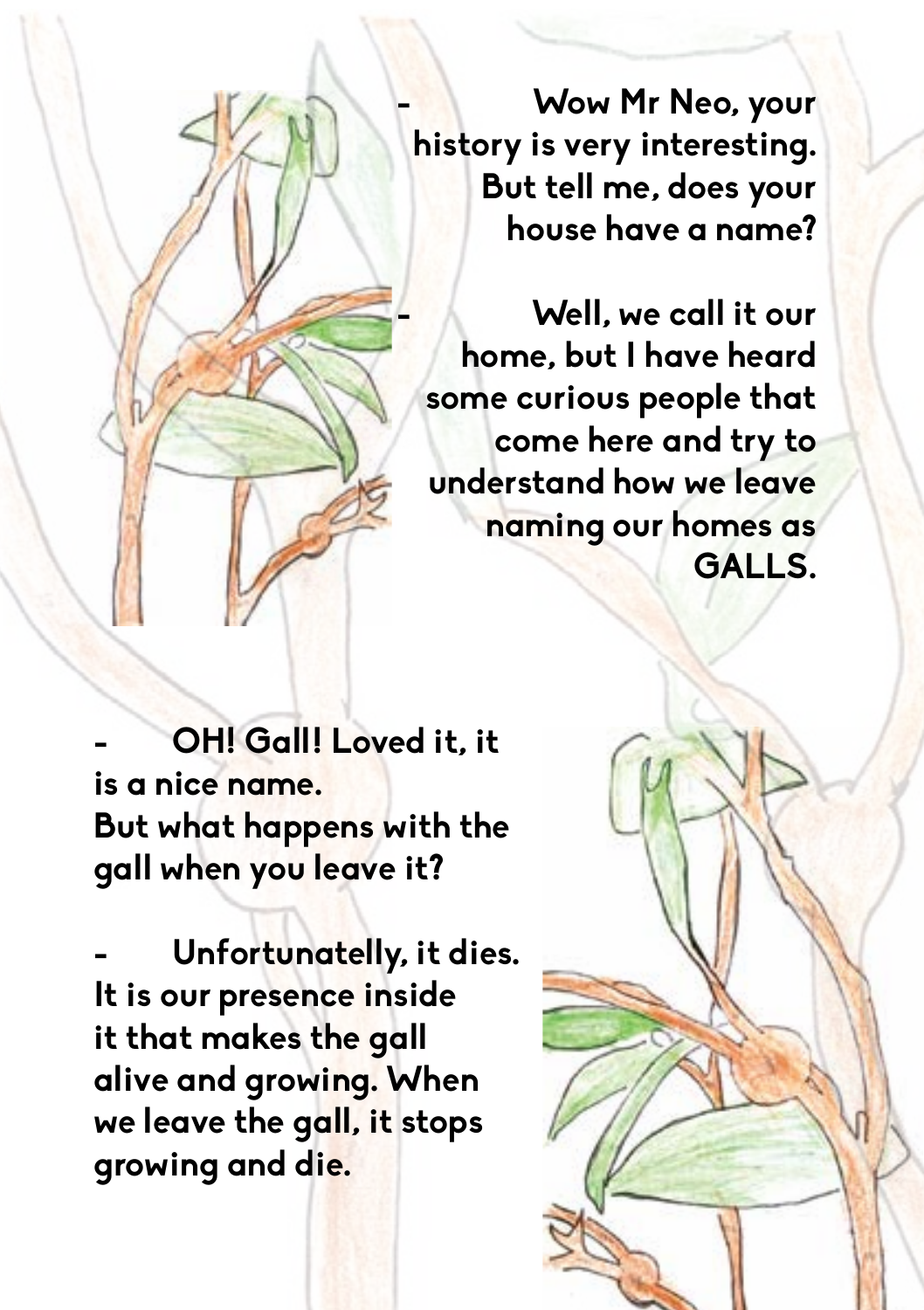- Wow Mr Neo, your history is very interesting. But tell me, does your house have a name?

- Well, we call it our home, but I have heard some curious people that come here and try to understand how we leave naming our homes as GALLS.

- OH! Gall! Loved it, it is a nice name.
But what happens with the gall when you leave it?

- Unfortunatelly, it dies. It is our presence inside it that makes the gall alive and growing. When we leave the gall, it stops growing and die.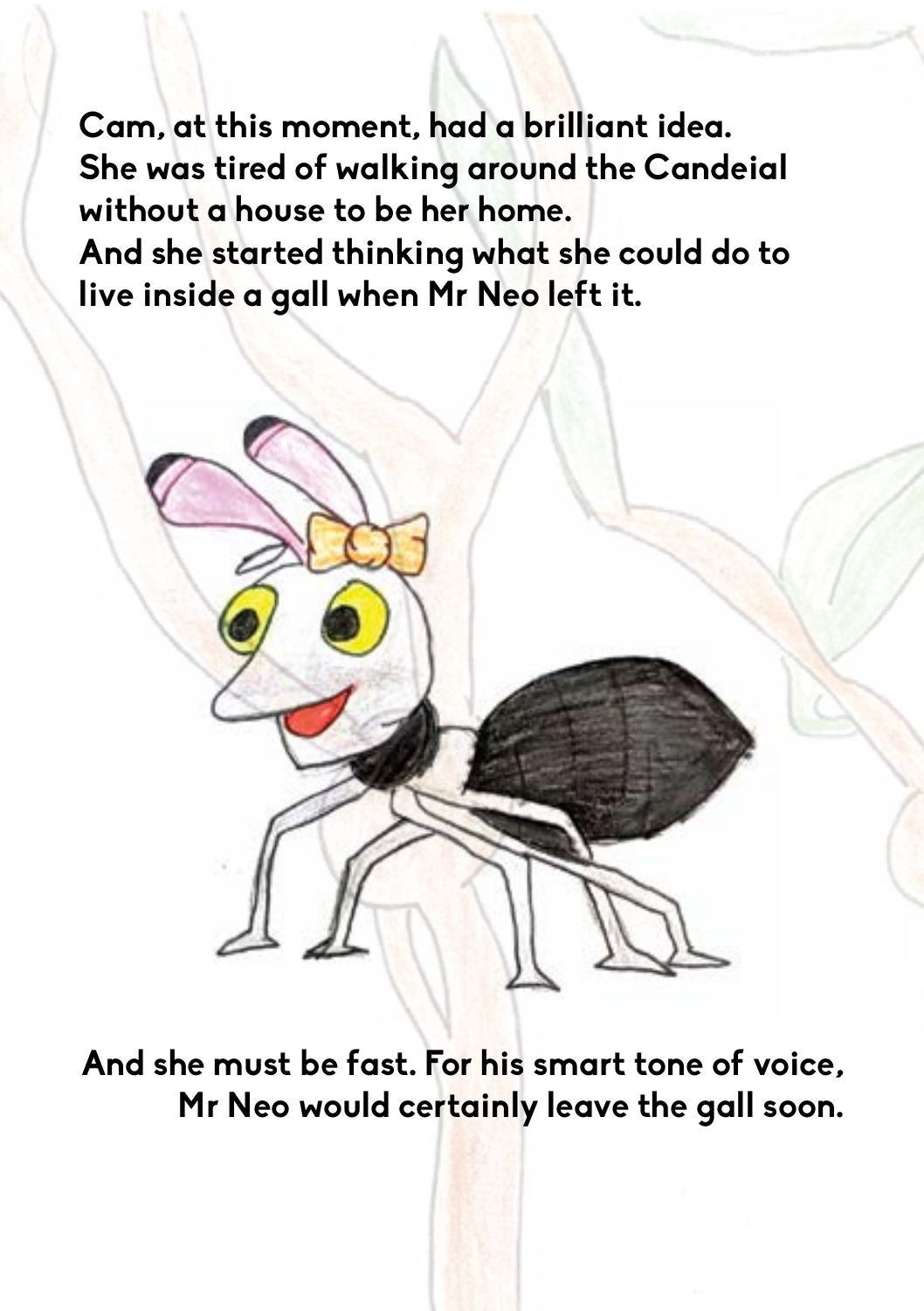Cam, at this moment, had a brilliant idea.
She was tired of walking around the Candeial without a house to be her home.
And she started thinking what she could do to live inside a gall when Mr Neo left it.

And she must be fast. For his smart tone of voice, Mr Neo would certainly leave the gall soon.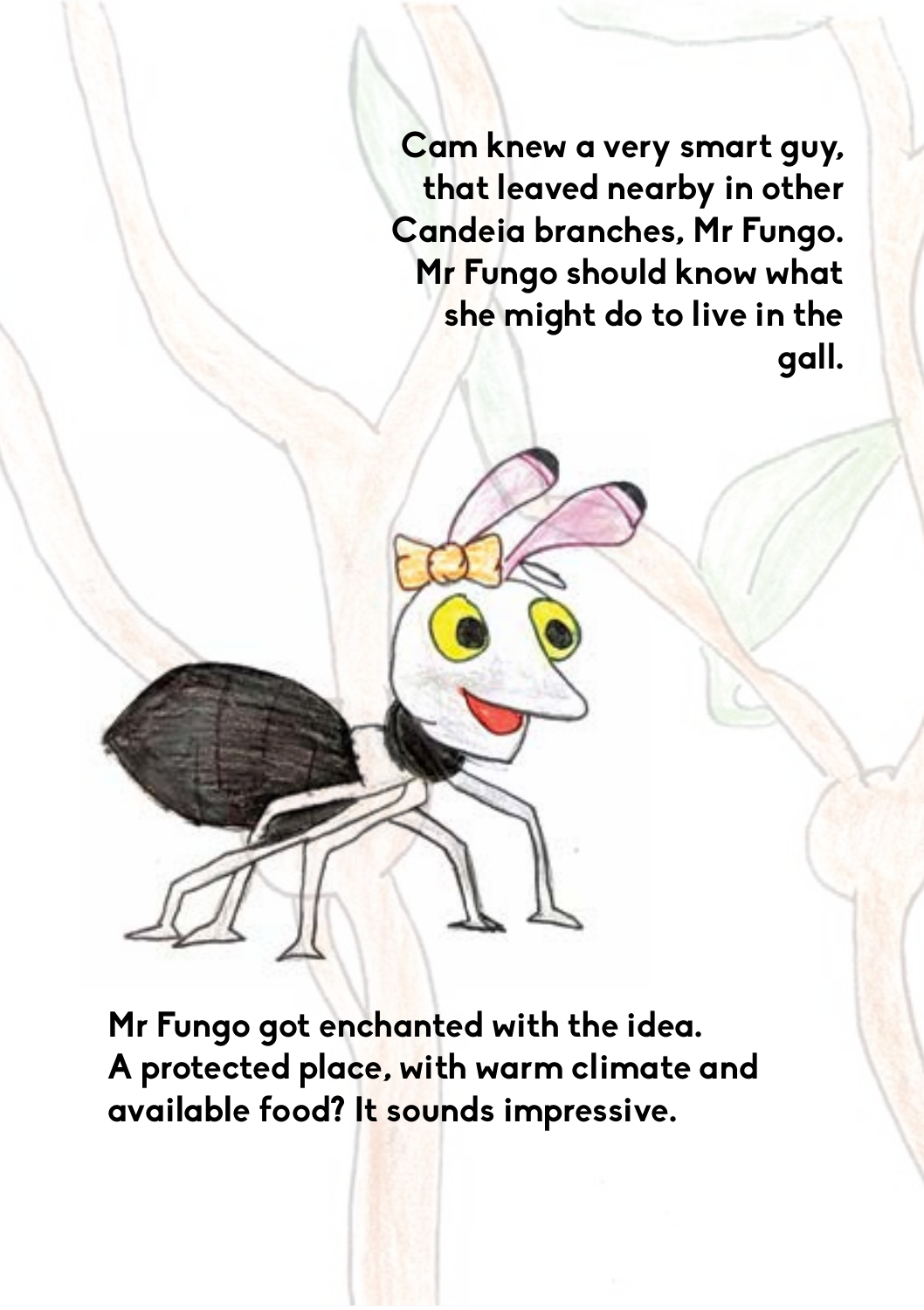Cam knew a very smart guy, that leaved nearby in other Candeia branches, Mr Fungo. Mr Fungo should know what she might do to live in the gall.

Mr Fungo got enchanted with the idea.
A protected place, with warm climate and available food? It sounds impressive.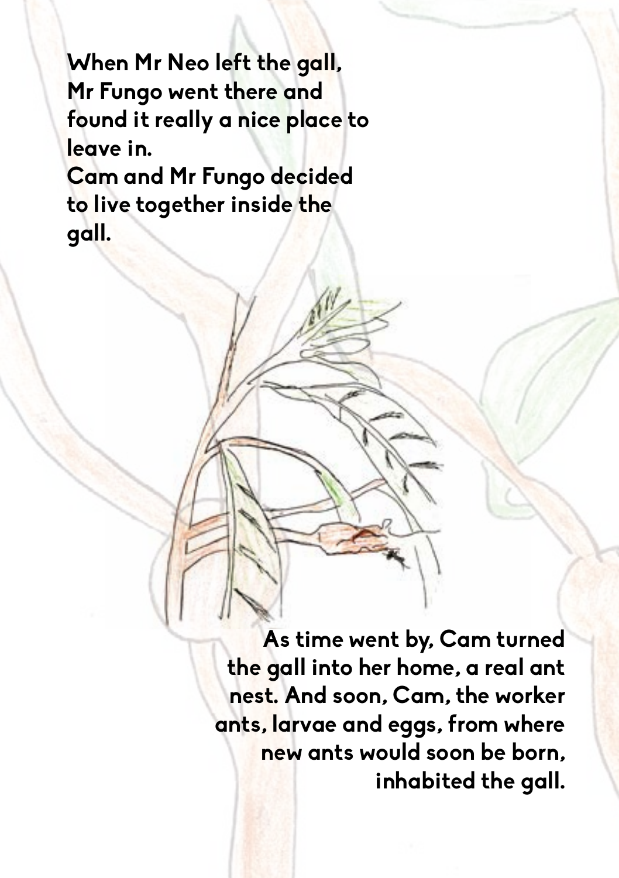When Mr Neo left the gall, Mr Fungo went there and found it really a nice place to leave in.
Cam and Mr Fungo decided to live together inside the gall.

As time went by, Cam turned the gall into her home, a real ant nest. And soon, Cam, the worker ants, larvae and eggs, from where new ants would soon be born, inhabited the gall.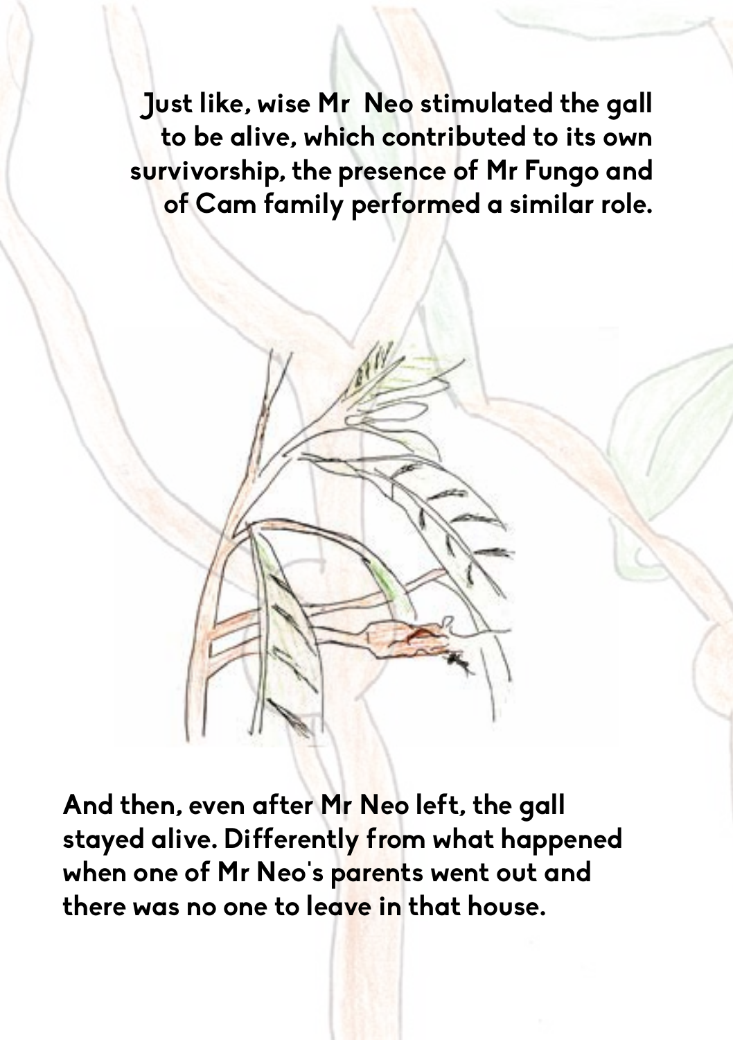Just like, wise Mr  Neo stimulated the gall to be alive, which contributed to its own survivorship, the presence of Mr Fungo and of Cam family performed a similar role.

And then, even after Mr Neo left, the gall stayed alive. Differently from what happened when one of Mr Neo's parents went out and there was no one to leave in that house.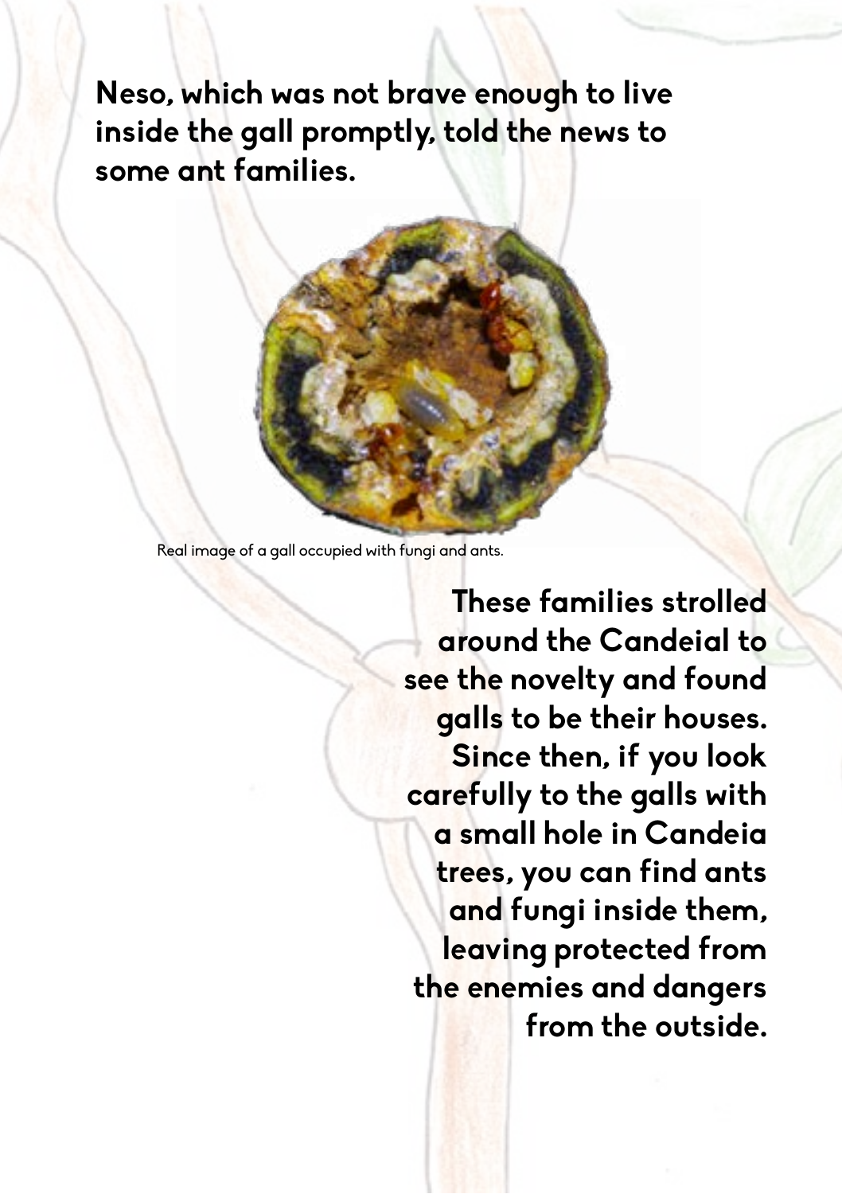**Neso, which was not brave enough to live inside the gall promptly, told the news to some ant families.**

Real image of a gall occupied with fungi and ants.

**These families strolled around the Candeial to see the novelty and found galls to be their houses. Since then, if you look carefully to the galls with a small hole in Candeia trees, you can find ants and fungi inside them, leaving protected from the enemies and dangers from the outside.**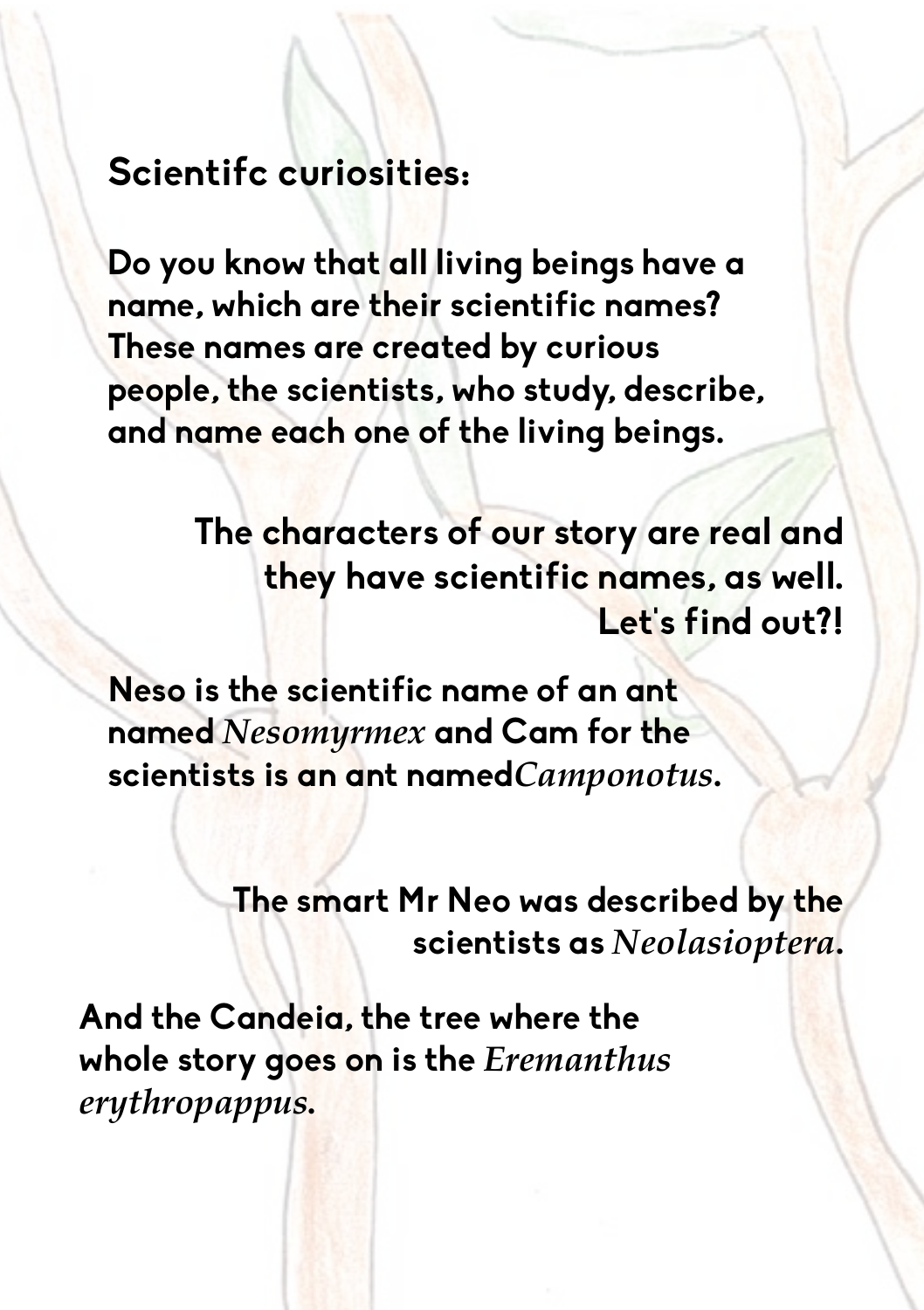## Scientifc curiosities:

Do you know that all living beings have a name, which are their scientific names? These names are created by curious people, the scientists, who study, describe, and name each one of the living beings.

The characters of our story are real and they have scientific names, as well. Let's find out?!

Neso is the scientific name of an ant named *Nesomyrmex* and Cam for the scientists is an ant named*Camponotus*.

The smart Mr Neo was described by the scientists as *Neolasioptera*.

And the Candeia, the tree where the whole story goes on is the *Eremanthus erythropappus*.